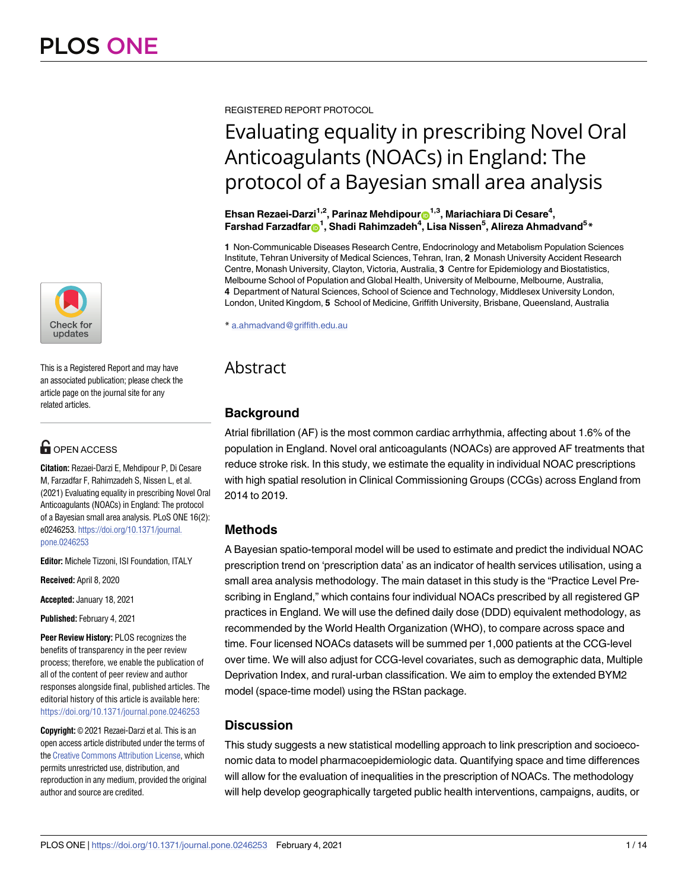REGISTERED REPORT PROTOCOL

# Evaluating equality in prescribing Novel Oral Anticoagulants (NOACs) in England: The protocol of a Bayesian small area analysis

**Ehsan Rezaei-Darzi[1,2], Parinaz Mehdipour[1,3], Mariachiara Di Cesare[4], Farshad Farzadfar[1], Shadi Rahimzadeh[4], Lisa Nissen[5], Alireza Ahmadvand[5]***

**1** Non-Communicable Diseases Research Centre, Endocrinology and Metabolism Population Sciences Institute, Tehran University of Medical Sciences, Tehran, Iran, **2** Monash University Accident Research Centre, Monash University, Clayton, Victoria, Australia, **3** Centre for Epidemiology and Biostatistics, Melbourne School of Population and Global Health, University of Melbourne, Melbourne, Australia, **4** Department of Natural Sciences, School of Science and Technology, Middlesex University London, London, United Kingdom, **5** School of Medicine, Griffith University, Brisbane, Queensland, Australia

* a.ahmadvand@griffith.edu.au

This is a Registered Report and may have an associated publication; please check the article page on the journal site for any related articles.

OPEN ACCESS

**Citation:** Rezaei-Darzi E, Mehdipour P, Di Cesare M, Farzadfar F, Rahimzadeh S, Nissen L, et al. (2021) Evaluating equality in prescribing Novel Oral Anticoagulants (NOACs) in England: The protocol of a Bayesian small area analysis. PLoS ONE 16(2): e0246253. https://doi.org/10.1371/journal.pone.0246253

**Editor:** Michele Tizzoni, ISI Foundation, ITALY

**Received:** April 8, 2020

**Accepted:** January 18, 2021

**Published:** February 4, 2021

**Peer Review History:** PLOS recognizes the benefits of transparency in the peer review process; therefore, we enable the publication of all of the content of peer review and author responses alongside final, published articles. The editorial history of this article is available here: https://doi.org/10.1371/journal.pone.0246253

**Copyright:** © 2021 Rezaei-Darzi et al. This is an open access article distributed under the terms of the Creative Commons Attribution License, which permits unrestricted use, distribution, and reproduction in any medium, provided the original author and source are credited.

## Abstract

### Background

Atrial fibrillation (AF) is the most common cardiac arrhythmia, affecting about 1.6% of the population in England. Novel oral anticoagulants (NOACs) are approved AF treatments that reduce stroke risk. In this study, we estimate the equality in individual NOAC prescriptions with high spatial resolution in Clinical Commissioning Groups (CCGs) across England from 2014 to 2019.

### Methods

A Bayesian spatio-temporal model will be used to estimate and predict the individual NOAC prescription trend on 'prescription data' as an indicator of health services utilisation, using a small area analysis methodology. The main dataset in this study is the "Practice Level Prescribing in England," which contains four individual NOACs prescribed by all registered GP practices in England. We will use the defined daily dose (DDD) equivalent methodology, as recommended by the World Health Organization (WHO), to compare across space and time. Four licensed NOACs datasets will be summed per 1,000 patients at the CCG-level over time. We will also adjust for CCG-level covariates, such as demographic data, Multiple Deprivation Index, and rural-urban classification. We aim to employ the extended BYM2 model (space-time model) using the RStan package.

### Discussion

This study suggests a new statistical modelling approach to link prescription and socioeconomic data to model pharmacoepidemiologic data. Quantifying space and time differences will allow for the evaluation of inequalities in the prescription of NOACs. The methodology will help develop geographically targeted public health interventions, campaigns, audits, or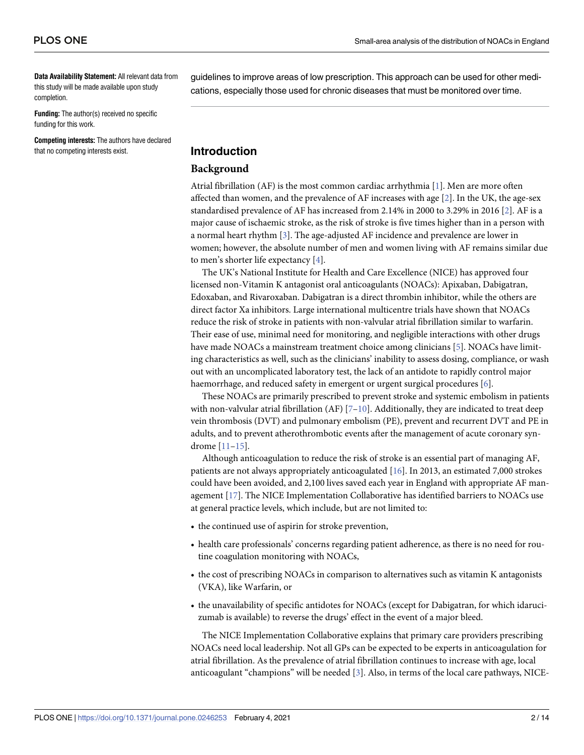**Data Availability Statement:** All relevant data from this study will be made available upon study completion.

**Funding:** The author(s) received no specific funding for this work.

**Competing interests:** The authors have declared that no competing interests exist.

guidelines to improve areas of low prescription. This approach can be used for other medications, especially those used for chronic diseases that must be monitored over time.

## Introduction

### Background

Atrial fibrillation (AF) is the most common cardiac arrhythmia [1]. Men are more often affected than women, and the prevalence of AF increases with age [2]. In the UK, the age-sex standardised prevalence of AF has increased from 2.14% in 2000 to 3.29% in 2016 [2]. AF is a major cause of ischaemic stroke, as the risk of stroke is five times higher than in a person with a normal heart rhythm [3]. The age-adjusted AF incidence and prevalence are lower in women; however, the absolute number of men and women living with AF remains similar due to men's shorter life expectancy [4].

The UK's National Institute for Health and Care Excellence (NICE) has approved four licensed non-Vitamin K antagonist oral anticoagulants (NOACs): Apixaban, Dabigatran, Edoxaban, and Rivaroxaban. Dabigatran is a direct thrombin inhibitor, while the others are direct factor Xa inhibitors. Large international multicentre trials have shown that NOACs reduce the risk of stroke in patients with non-valvular atrial fibrillation similar to warfarin. Their ease of use, minimal need for monitoring, and negligible interactions with other drugs have made NOACs a mainstream treatment choice among clinicians [5]. NOACs have limiting characteristics as well, such as the clinicians' inability to assess dosing, compliance, or wash out with an uncomplicated laboratory test, the lack of an antidote to rapidly control major haemorrhage, and reduced safety in emergent or urgent surgical procedures [6].

These NOACs are primarily prescribed to prevent stroke and systemic embolism in patients with non-valvular atrial fibrillation (AF) [7–10]. Additionally, they are indicated to treat deep vein thrombosis (DVT) and pulmonary embolism (PE), prevent and recurrent DVT and PE in adults, and to prevent atherothrombotic events after the management of acute coronary syndrome [11–15].

Although anticoagulation to reduce the risk of stroke is an essential part of managing AF, patients are not always appropriately anticoagulated [16]. In 2013, an estimated 7,000 strokes could have been avoided, and 2,100 lives saved each year in England with appropriate AF management [17]. The NICE Implementation Collaborative has identified barriers to NOACs use at general practice levels, which include, but are not limited to:

- the continued use of aspirin for stroke prevention,
- health care professionals' concerns regarding patient adherence, as there is no need for routine coagulation monitoring with NOACs,
- the cost of prescribing NOACs in comparison to alternatives such as vitamin K antagonists (VKA), like Warfarin, or
- the unavailability of specific antidotes for NOACs (except for Dabigatran, for which idarucizumab is available) to reverse the drugs' effect in the event of a major bleed.

The NICE Implementation Collaborative explains that primary care providers prescribing NOACs need local leadership. Not all GPs can be expected to be experts in anticoagulation for atrial fibrillation. As the prevalence of atrial fibrillation continues to increase with age, local anticoagulant "champions" will be needed [3]. Also, in terms of the local care pathways, NICE-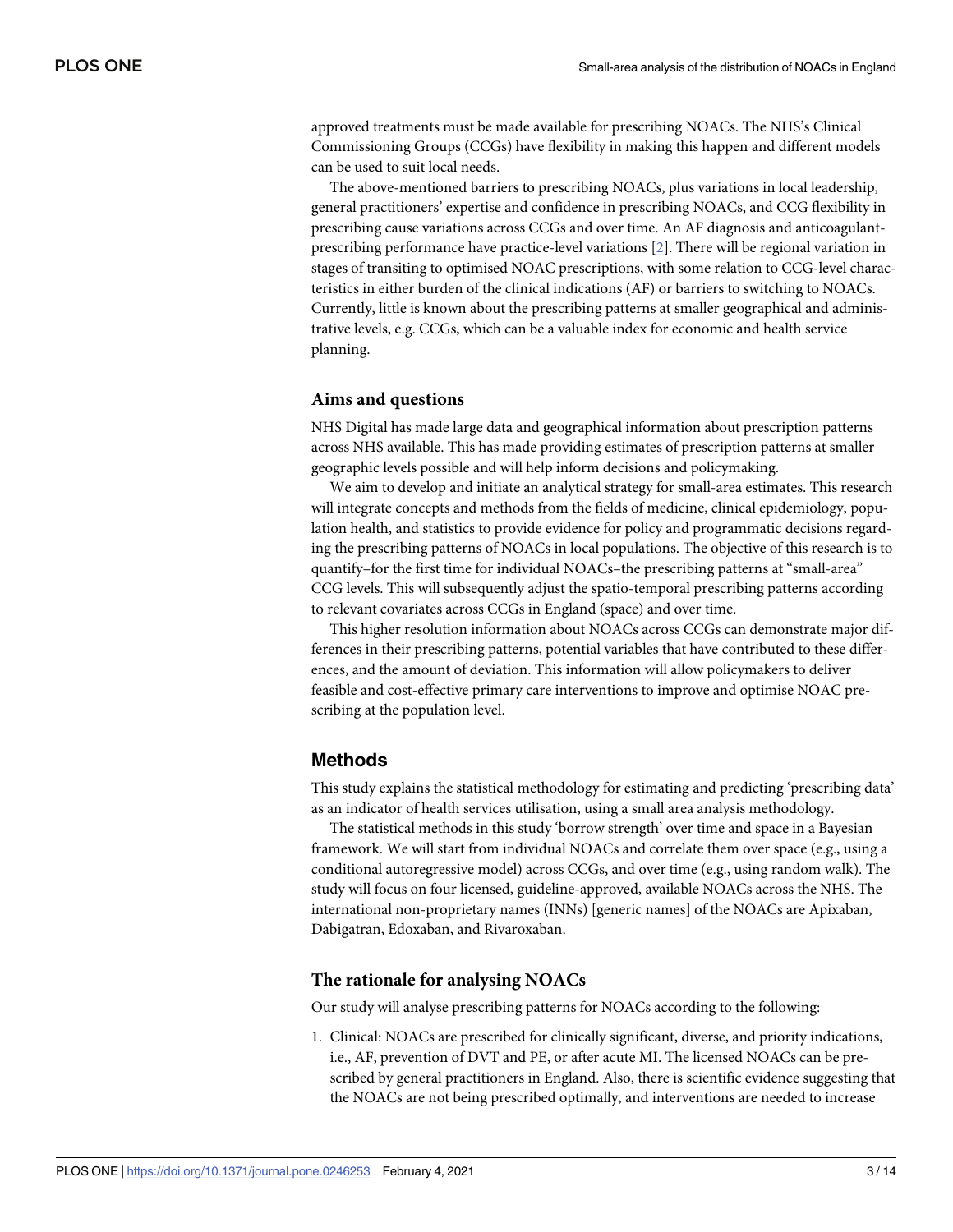approved treatments must be made available for prescribing NOACs. The NHS's Clinical Commissioning Groups (CCGs) have flexibility in making this happen and different models can be used to suit local needs.

The above-mentioned barriers to prescribing NOACs, plus variations in local leadership, general practitioners' expertise and confidence in prescribing NOACs, and CCG flexibility in prescribing cause variations across CCGs and over time. An AF diagnosis and anticoagulant-prescribing performance have practice-level variations [2]. There will be regional variation in stages of transiting to optimised NOAC prescriptions, with some relation to CCG-level characteristics in either burden of the clinical indications (AF) or barriers to switching to NOACs. Currently, little is known about the prescribing patterns at smaller geographical and administrative levels, e.g. CCGs, which can be a valuable index for economic and health service planning.

### Aims and questions

NHS Digital has made large data and geographical information about prescription patterns across NHS available. This has made providing estimates of prescription patterns at smaller geographic levels possible and will help inform decisions and policymaking.

We aim to develop and initiate an analytical strategy for small-area estimates. This research will integrate concepts and methods from the fields of medicine, clinical epidemiology, population health, and statistics to provide evidence for policy and programmatic decisions regarding the prescribing patterns of NOACs in local populations. The objective of this research is to quantify–for the first time for individual NOACs–the prescribing patterns at "small-area" CCG levels. This will subsequently adjust the spatio-temporal prescribing patterns according to relevant covariates across CCGs in England (space) and over time.

This higher resolution information about NOACs across CCGs can demonstrate major differences in their prescribing patterns, potential variables that have contributed to these differences, and the amount of deviation. This information will allow policymakers to deliver feasible and cost-effective primary care interventions to improve and optimise NOAC prescribing at the population level.

## Methods

This study explains the statistical methodology for estimating and predicting 'prescribing data' as an indicator of health services utilisation, using a small area analysis methodology.

The statistical methods in this study 'borrow strength' over time and space in a Bayesian framework. We will start from individual NOACs and correlate them over space (e.g., using a conditional autoregressive model) across CCGs, and over time (e.g., using random walk). The study will focus on four licensed, guideline-approved, available NOACs across the NHS. The international non-proprietary names (INNs) [generic names] of the NOACs are Apixaban, Dabigatran, Edoxaban, and Rivaroxaban.

### The rationale for analysing NOACs

Our study will analyse prescribing patterns for NOACs according to the following:

1. Clinical: NOACs are prescribed for clinically significant, diverse, and priority indications, i.e., AF, prevention of DVT and PE, or after acute MI. The licensed NOACs can be prescribed by general practitioners in England. Also, there is scientific evidence suggesting that the NOACs are not being prescribed optimally, and interventions are needed to increase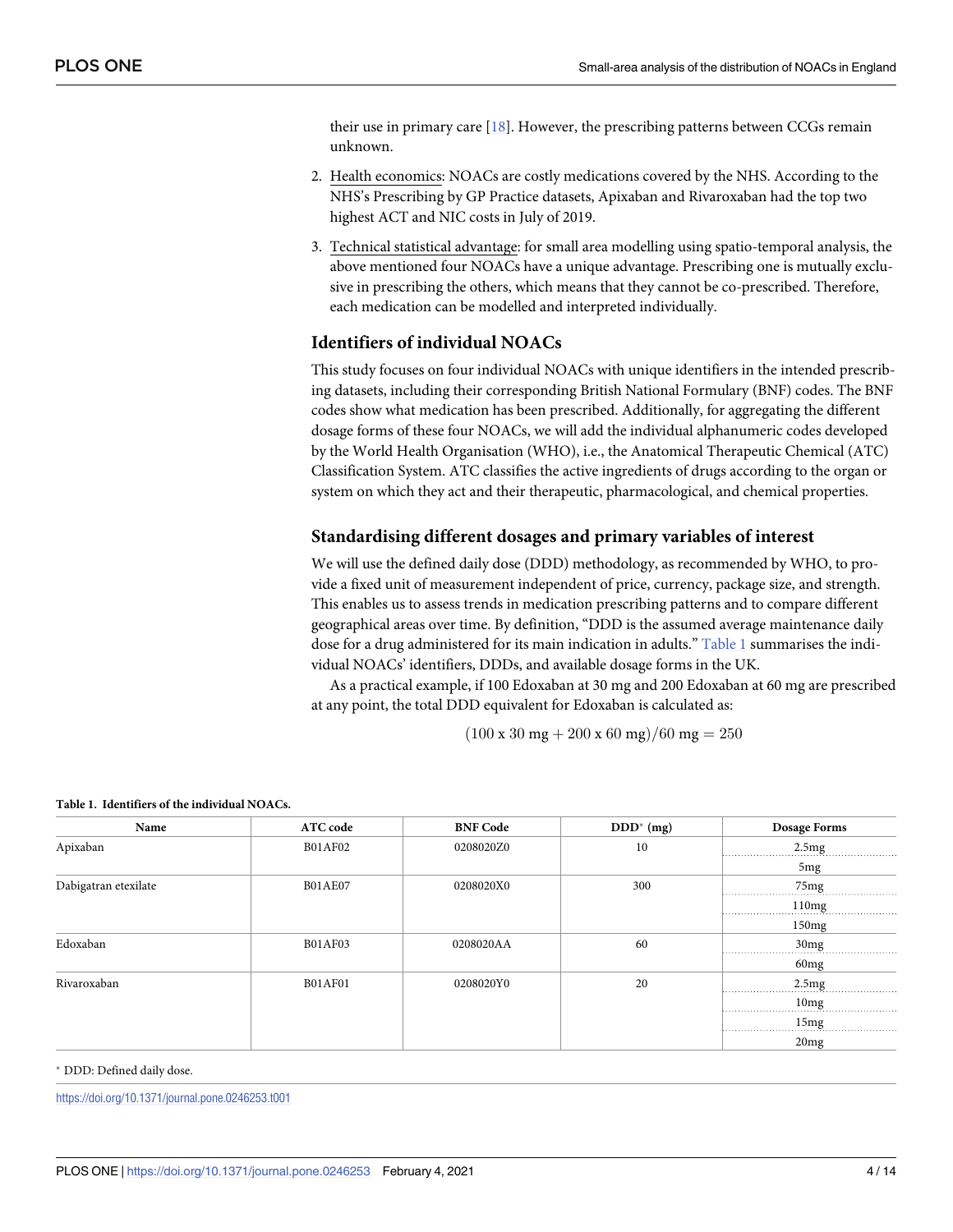their use in primary care [18]. However, the prescribing patterns between CCGs remain unknown.

2. Health economics: NOACs are costly medications covered by the NHS. According to the NHS's Prescribing by GP Practice datasets, Apixaban and Rivaroxaban had the top two highest ACT and NIC costs in July of 2019.
3. Technical statistical advantage: for small area modelling using spatio-temporal analysis, the above mentioned four NOACs have a unique advantage. Prescribing one is mutually exclusive in prescribing the others, which means that they cannot be co-prescribed. Therefore, each medication can be modelled and interpreted individually.

## Identifiers of individual NOACs

This study focuses on four individual NOACs with unique identifiers in the intended prescribing datasets, including their corresponding British National Formulary (BNF) codes. The BNF codes show what medication has been prescribed. Additionally, for aggregating the different dosage forms of these four NOACs, we will add the individual alphanumeric codes developed by the World Health Organisation (WHO), i.e., the Anatomical Therapeutic Chemical (ATC) Classification System. ATC classifies the active ingredients of drugs according to the organ or system on which they act and their therapeutic, pharmacological, and chemical properties.

## Standardising different dosages and primary variables of interest

We will use the defined daily dose (DDD) methodology, as recommended by WHO, to provide a fixed unit of measurement independent of price, currency, package size, and strength. This enables us to assess trends in medication prescribing patterns and to compare different geographical areas over time. By definition, "DDD is the assumed average maintenance daily dose for a drug administered for its main indication in adults." Table 1 summarises the individual NOACs' identifiers, DDDs, and available dosage forms in the UK.

As a practical example, if 100 Edoxaban at 30 mg and 200 Edoxaban at 60 mg are prescribed at any point, the total DDD equivalent for Edoxaban is calculated as:

$$(100 \text{ x } 30 \text{ mg} + 200 \text{ x } 60 \text{ mg})/60 \text{ mg} = 250$$

**Table 1. Identifiers of the individual NOACs.**

| Name | ATC code | BNF Code | DDD* (mg) | Dosage Forms |
|---|---|---|---|---|
| Apixaban | B01AF02 | 0208020Z0 | 10 | 2.5mg |
| | | | | 5mg |
| Dabigatran etexilate | B01AE07 | 0208020X0 | 300 | 75mg |
| | | | | 110mg |
| | | | | 150mg |
| Edoxaban | B01AF03 | 0208020AA | 60 | 30mg |
| | | | | 60mg |
| Rivaroxaban | B01AF01 | 0208020Y0 | 20 | 2.5mg |
| | | | | 10mg |
| | | | | 15mg |
| | | | | 20mg |

* DDD: Defined daily dose.

https://doi.org/10.1371/journal.pone.0246253.t001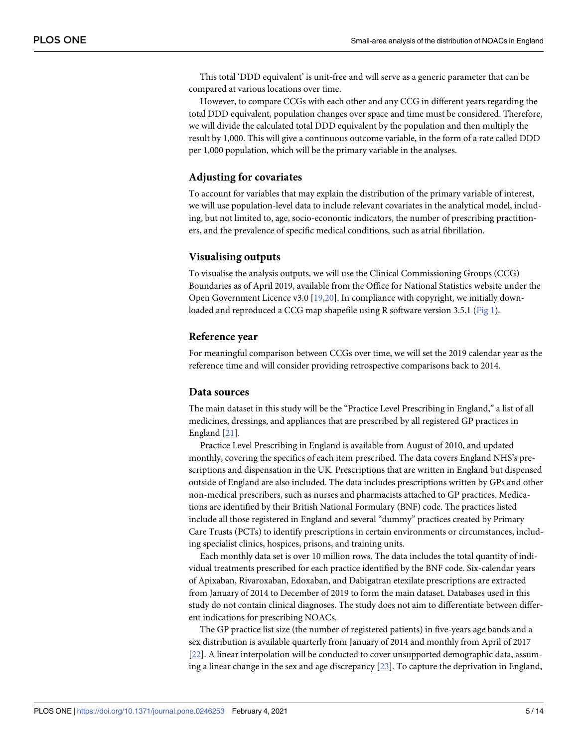This total 'DDD equivalent' is unit-free and will serve as a generic parameter that can be compared at various locations over time.

However, to compare CCGs with each other and any CCG in different years regarding the total DDD equivalent, population changes over space and time must be considered. Therefore, we will divide the calculated total DDD equivalent by the population and then multiply the result by 1,000. This will give a continuous outcome variable, in the form of a rate called DDD per 1,000 population, which will be the primary variable in the analyses.

## Adjusting for covariates

To account for variables that may explain the distribution of the primary variable of interest, we will use population-level data to include relevant covariates in the analytical model, including, but not limited to, age, socio-economic indicators, the number of prescribing practitioners, and the prevalence of specific medical conditions, such as atrial fibrillation.

## Visualising outputs

To visualise the analysis outputs, we will use the Clinical Commissioning Groups (CCG) Boundaries as of April 2019, available from the Office for National Statistics website under the Open Government Licence v3.0 [19,20]. In compliance with copyright, we initially downloaded and reproduced a CCG map shapefile using R software version 3.5.1 (Fig 1).

## Reference year

For meaningful comparison between CCGs over time, we will set the 2019 calendar year as the reference time and will consider providing retrospective comparisons back to 2014.

## Data sources

The main dataset in this study will be the "Practice Level Prescribing in England," a list of all medicines, dressings, and appliances that are prescribed by all registered GP practices in England [21].

Practice Level Prescribing in England is available from August of 2010, and updated monthly, covering the specifics of each item prescribed. The data covers England NHS's prescriptions and dispensation in the UK. Prescriptions that are written in England but dispensed outside of England are also included. The data includes prescriptions written by GPs and other non-medical prescribers, such as nurses and pharmacists attached to GP practices. Medications are identified by their British National Formulary (BNF) code. The practices listed include all those registered in England and several "dummy" practices created by Primary Care Trusts (PCTs) to identify prescriptions in certain environments or circumstances, including specialist clinics, hospices, prisons, and training units.

Each monthly data set is over 10 million rows. The data includes the total quantity of individual treatments prescribed for each practice identified by the BNF code. Six-calendar years of Apixaban, Rivaroxaban, Edoxaban, and Dabigatran etexilate prescriptions are extracted from January of 2014 to December of 2019 to form the main dataset. Databases used in this study do not contain clinical diagnoses. The study does not aim to differentiate between different indications for prescribing NOACs.

The GP practice list size (the number of registered patients) in five-years age bands and a sex distribution is available quarterly from January of 2014 and monthly from April of 2017 [22]. A linear interpolation will be conducted to cover unsupported demographic data, assuming a linear change in the sex and age discrepancy [23]. To capture the deprivation in England,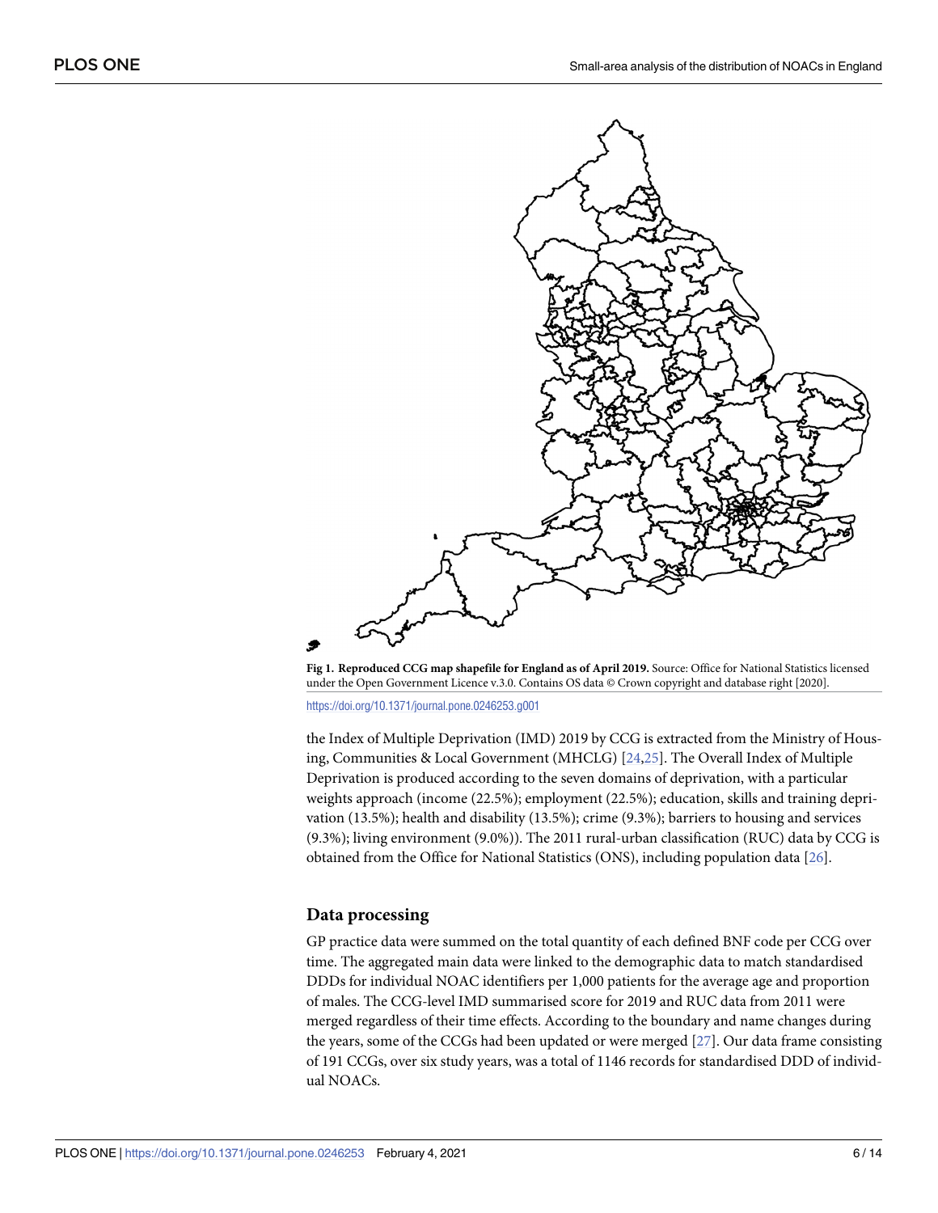**Fig 1. Reproduced CCG map shapefile for England as of April 2019.** Source: Office for National Statistics licensed under the Open Government Licence v.3.0. Contains OS data © Crown copyright and database right [2020].

https://doi.org/10.1371/journal.pone.0246253.g001

the Index of Multiple Deprivation (IMD) 2019 by CCG is extracted from the Ministry of Housing, Communities & Local Government (MHCLG) [24,25]. The Overall Index of Multiple Deprivation is produced according to the seven domains of deprivation, with a particular weights approach (income (22.5%); employment (22.5%); education, skills and training deprivation (13.5%); health and disability (13.5%); crime (9.3%); barriers to housing and services (9.3%); living environment (9.0%)). The 2011 rural-urban classification (RUC) data by CCG is obtained from the Office for National Statistics (ONS), including population data [26].

## Data processing

GP practice data were summed on the total quantity of each defined BNF code per CCG over time. The aggregated main data were linked to the demographic data to match standardised DDDs for individual NOAC identifiers per 1,000 patients for the average age and proportion of males. The CCG-level IMD summarised score for 2019 and RUC data from 2011 were merged regardless of their time effects. According to the boundary and name changes during the years, some of the CCGs had been updated or were merged [27]. Our data frame consisting of 191 CCGs, over six study years, was a total of 1146 records for standardised DDD of individual NOACs.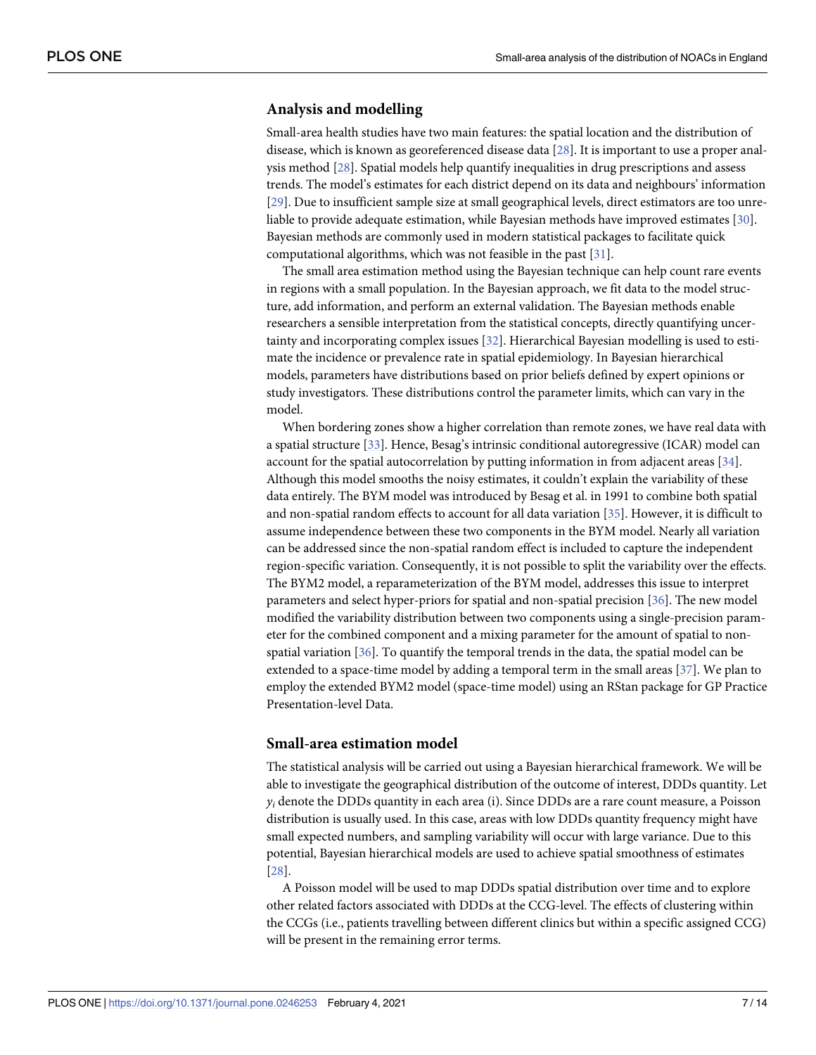## Analysis and modelling

Small-area health studies have two main features: the spatial location and the distribution of disease, which is known as georeferenced disease data [28]. It is important to use a proper analysis method [28]. Spatial models help quantify inequalities in drug prescriptions and assess trends. The model's estimates for each district depend on its data and neighbours' information [29]. Due to insufficient sample size at small geographical levels, direct estimators are too unreliable to provide adequate estimation, while Bayesian methods have improved estimates [30]. Bayesian methods are commonly used in modern statistical packages to facilitate quick computational algorithms, which was not feasible in the past [31].

The small area estimation method using the Bayesian technique can help count rare events in regions with a small population. In the Bayesian approach, we fit data to the model structure, add information, and perform an external validation. The Bayesian methods enable researchers a sensible interpretation from the statistical concepts, directly quantifying uncertainty and incorporating complex issues [32]. Hierarchical Bayesian modelling is used to estimate the incidence or prevalence rate in spatial epidemiology. In Bayesian hierarchical models, parameters have distributions based on prior beliefs defined by expert opinions or study investigators. These distributions control the parameter limits, which can vary in the model.

When bordering zones show a higher correlation than remote zones, we have real data with a spatial structure [33]. Hence, Besag's intrinsic conditional autoregressive (ICAR) model can account for the spatial autocorrelation by putting information in from adjacent areas [34]. Although this model smooths the noisy estimates, it couldn't explain the variability of these data entirely. The BYM model was introduced by Besag et al. in 1991 to combine both spatial and non-spatial random effects to account for all data variation [35]. However, it is difficult to assume independence between these two components in the BYM model. Nearly all variation can be addressed since the non-spatial random effect is included to capture the independent region-specific variation. Consequently, it is not possible to split the variability over the effects. The BYM2 model, a reparameterization of the BYM model, addresses this issue to interpret parameters and select hyper-priors for spatial and non-spatial precision [36]. The new model modified the variability distribution between two components using a single-precision parameter for the combined component and a mixing parameter for the amount of spatial to non-spatial variation [36]. To quantify the temporal trends in the data, the spatial model can be extended to a space-time model by adding a temporal term in the small areas [37]. We plan to employ the extended BYM2 model (space-time model) using an RStan package for GP Practice Presentation-level Data.

## Small-area estimation model

The statistical analysis will be carried out using a Bayesian hierarchical framework. We will be able to investigate the geographical distribution of the outcome of interest, DDDs quantity. Let $y_i$ denote the DDDs quantity in each area (i). Since DDDs are a rare count measure, a Poisson distribution is usually used. In this case, areas with low DDDs quantity frequency might have small expected numbers, and sampling variability will occur with large variance. Due to this potential, Bayesian hierarchical models are used to achieve spatial smoothness of estimates [28].

A Poisson model will be used to map DDDs spatial distribution over time and to explore other related factors associated with DDDs at the CCG-level. The effects of clustering within the CCGs (i.e., patients travelling between different clinics but within a specific assigned CCG) will be present in the remaining error terms.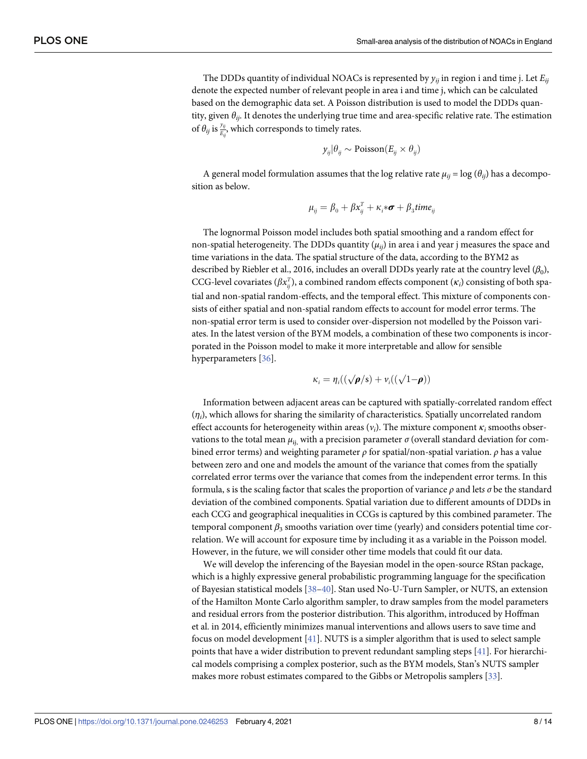The DDDs quantity of individual NOACs is represented by $y_{ij}$ in region i and time j. Let $E_{ij}$ denote the expected number of relevant people in area i and time j, which can be calculated based on the demographic data set. A Poisson distribution is used to model the DDDs quantity, given $\theta_{ij}$. It denotes the underlying true time and area-specific relative rate. The estimation of $\theta_{ij}$ is $\frac{y_{ij}}{E_{ij}}$, which corresponds to timely rates.

$$y_{ij}|\theta_{ij} \sim \text{Poisson}(E_{ij} \times \theta_{ij})$$

A general model formulation assumes that the log relative rate $\mu_{ij} = \log(\theta_{ij})$ has a decomposition as below.

$$\mu_{ij} = \beta_0 + \beta x_{ij}^T + \kappa_i * \boldsymbol{\sigma} + \beta_3 time_{ij}$$

The lognormal Poisson model includes both spatial smoothing and a random effect for non-spatial heterogeneity. The DDDs quantity ($\mu_{ij}$) in area i and year j measures the space and time variations in the data. The spatial structure of the data, according to the BYM2 as described by Riebler et al., 2016, includes an overall DDDs yearly rate at the country level ($\beta_0$), CCG-level covariates ($\beta x_{ij}^T$), a combined random effects component ($\kappa_i$) consisting of both spatial and non-spatial random-effects, and the temporal effect. This mixture of components consists of either spatial and non-spatial random effects to account for model error terms. The non-spatial error term is used to consider over-dispersion not modelled by the Poisson variates. In the latest version of the BYM models, a combination of these two components is incorporated in the Poisson model to make it more interpretable and allow for sensible hyperparameters [36].

$$\kappa_i = \eta_i((\sqrt{\boldsymbol{\rho}}/\text{s}) + \nu_i((\sqrt{1}-\boldsymbol{\rho}))$$

Information between adjacent areas can be captured with spatially-correlated random effect ($\eta_i$), which allows for sharing the similarity of characteristics. Spatially uncorrelated random effect accounts for heterogeneity within areas ($\nu_i$). The mixture component $\kappa_i$ smooths observations to the total mean $\mu_{ij,}$ with a precision parameter $\sigma$ (overall standard deviation for combined error terms) and weighting parameter $\rho$ for spatial/non-spatial variation. $\rho$ has a value between zero and one and models the amount of the variance that comes from the spatially correlated error terms over the variance that comes from the independent error terms. In this formula, s is the scaling factor that scales the proportion of variance $\rho$ and lets $\sigma$ be the standard deviation of the combined components. Spatial variation due to different amounts of DDDs in each CCG and geographical inequalities in CCGs is captured by this combined parameter. The temporal component $\beta_3$ smooths variation over time (yearly) and considers potential time correlation. We will account for exposure time by including it as a variable in the Poisson model. However, in the future, we will consider other time models that could fit our data.

We will develop the inferencing of the Bayesian model in the open-source RStan package, which is a highly expressive general probabilistic programming language for the specification of Bayesian statistical models [38–40]. Stan used No-U-Turn Sampler, or NUTS, an extension of the Hamilton Monte Carlo algorithm sampler, to draw samples from the model parameters and residual errors from the posterior distribution. This algorithm, introduced by Hoffman et al. in 2014, efficiently minimizes manual interventions and allows users to save time and focus on model development [41]. NUTS is a simpler algorithm that is used to select sample points that have a wider distribution to prevent redundant sampling steps [41]. For hierarchical models comprising a complex posterior, such as the BYM models, Stan's NUTS sampler makes more robust estimates compared to the Gibbs or Metropolis samplers [33].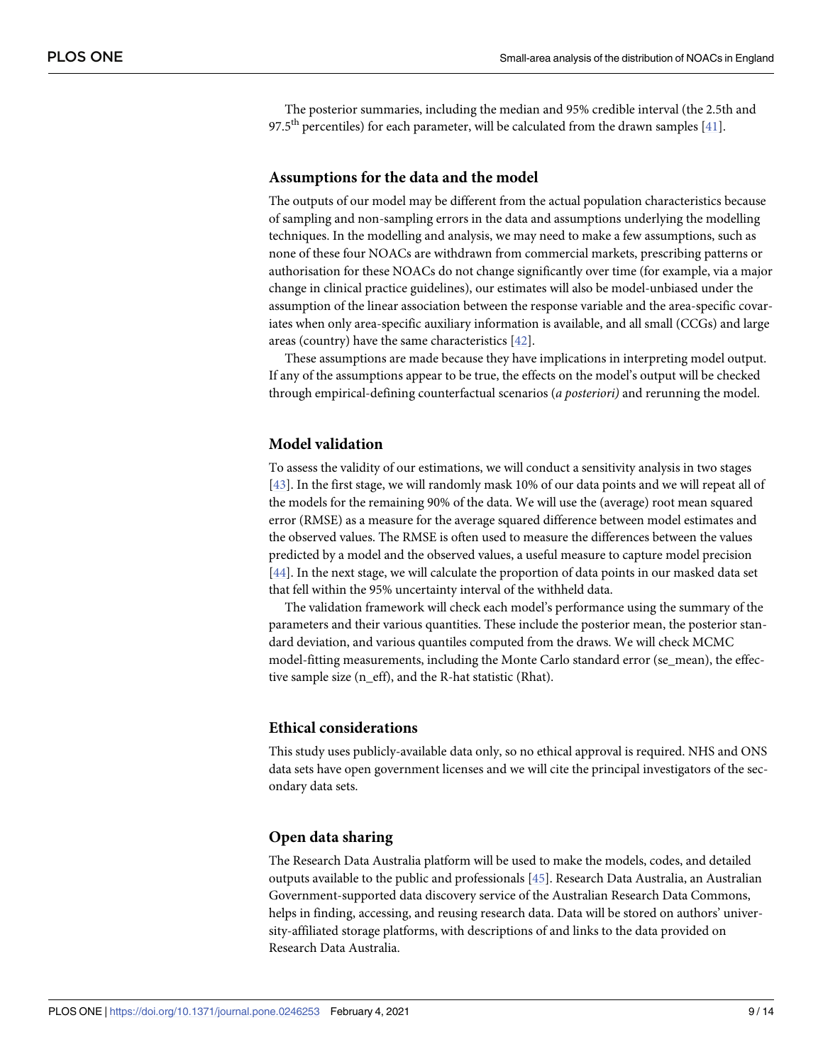The posterior summaries, including the median and 95% credible interval (the 2.5th and 97.5th percentiles) for each parameter, will be calculated from the drawn samples [41].

## Assumptions for the data and the model

The outputs of our model may be different from the actual population characteristics because of sampling and non-sampling errors in the data and assumptions underlying the modelling techniques. In the modelling and analysis, we may need to make a few assumptions, such as none of these four NOACs are withdrawn from commercial markets, prescribing patterns or authorisation for these NOACs do not change significantly over time (for example, via a major change in clinical practice guidelines), our estimates will also be model-unbiased under the assumption of the linear association between the response variable and the area-specific covariates when only area-specific auxiliary information is available, and all small (CCGs) and large areas (country) have the same characteristics [42].

These assumptions are made because they have implications in interpreting model output. If any of the assumptions appear to be true, the effects on the model's output will be checked through empirical-defining counterfactual scenarios (*a posteriori)* and rerunning the model.

## Model validation

To assess the validity of our estimations, we will conduct a sensitivity analysis in two stages [43]. In the first stage, we will randomly mask 10% of our data points and we will repeat all of the models for the remaining 90% of the data. We will use the (average) root mean squared error (RMSE) as a measure for the average squared difference between model estimates and the observed values. The RMSE is often used to measure the differences between the values predicted by a model and the observed values, a useful measure to capture model precision [44]. In the next stage, we will calculate the proportion of data points in our masked data set that fell within the 95% uncertainty interval of the withheld data.

The validation framework will check each model's performance using the summary of the parameters and their various quantities. These include the posterior mean, the posterior standard deviation, and various quantiles computed from the draws. We will check MCMC model-fitting measurements, including the Monte Carlo standard error (se_mean), the effective sample size (n_eff), and the R-hat statistic (Rhat).

## Ethical considerations

This study uses publicly-available data only, so no ethical approval is required. NHS and ONS data sets have open government licenses and we will cite the principal investigators of the secondary data sets.

## Open data sharing

The Research Data Australia platform will be used to make the models, codes, and detailed outputs available to the public and professionals [45]. Research Data Australia, an Australian Government-supported data discovery service of the Australian Research Data Commons, helps in finding, accessing, and reusing research data. Data will be stored on authors' university-affiliated storage platforms, with descriptions of and links to the data provided on Research Data Australia.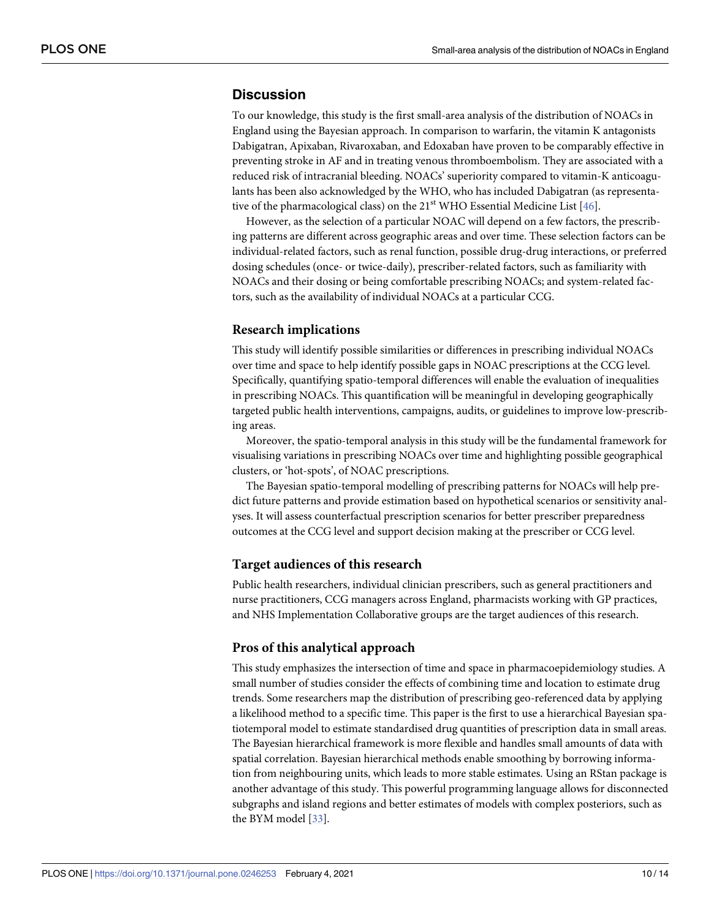## Discussion

To our knowledge, this study is the first small-area analysis of the distribution of NOACs in England using the Bayesian approach. In comparison to warfarin, the vitamin K antagonists Dabigatran, Apixaban, Rivaroxaban, and Edoxaban have proven to be comparably effective in preventing stroke in AF and in treating venous thromboembolism. They are associated with a reduced risk of intracranial bleeding. NOACs' superiority compared to vitamin-K anticoagulants has been also acknowledged by the WHO, who has included Dabigatran (as representative of the pharmacological class) on the 21st WHO Essential Medicine List [46].

However, as the selection of a particular NOAC will depend on a few factors, the prescribing patterns are different across geographic areas and over time. These selection factors can be individual-related factors, such as renal function, possible drug-drug interactions, or preferred dosing schedules (once- or twice-daily), prescriber-related factors, such as familiarity with NOACs and their dosing or being comfortable prescribing NOACs; and system-related factors, such as the availability of individual NOACs at a particular CCG.

### Research implications

This study will identify possible similarities or differences in prescribing individual NOACs over time and space to help identify possible gaps in NOAC prescriptions at the CCG level. Specifically, quantifying spatio-temporal differences will enable the evaluation of inequalities in prescribing NOACs. This quantification will be meaningful in developing geographically targeted public health interventions, campaigns, audits, or guidelines to improve low-prescribing areas.

Moreover, the spatio-temporal analysis in this study will be the fundamental framework for visualising variations in prescribing NOACs over time and highlighting possible geographical clusters, or 'hot-spots', of NOAC prescriptions.

The Bayesian spatio-temporal modelling of prescribing patterns for NOACs will help predict future patterns and provide estimation based on hypothetical scenarios or sensitivity analyses. It will assess counterfactual prescription scenarios for better prescriber preparedness outcomes at the CCG level and support decision making at the prescriber or CCG level.

### Target audiences of this research

Public health researchers, individual clinician prescribers, such as general practitioners and nurse practitioners, CCG managers across England, pharmacists working with GP practices, and NHS Implementation Collaborative groups are the target audiences of this research.

### Pros of this analytical approach

This study emphasizes the intersection of time and space in pharmacoepidemiology studies. A small number of studies consider the effects of combining time and location to estimate drug trends. Some researchers map the distribution of prescribing geo-referenced data by applying a likelihood method to a specific time. This paper is the first to use a hierarchical Bayesian spatiotemporal model to estimate standardised drug quantities of prescription data in small areas. The Bayesian hierarchical framework is more flexible and handles small amounts of data with spatial correlation. Bayesian hierarchical methods enable smoothing by borrowing information from neighbouring units, which leads to more stable estimates. Using an RStan package is another advantage of this study. This powerful programming language allows for disconnected subgraphs and island regions and better estimates of models with complex posteriors, such as the BYM model [33].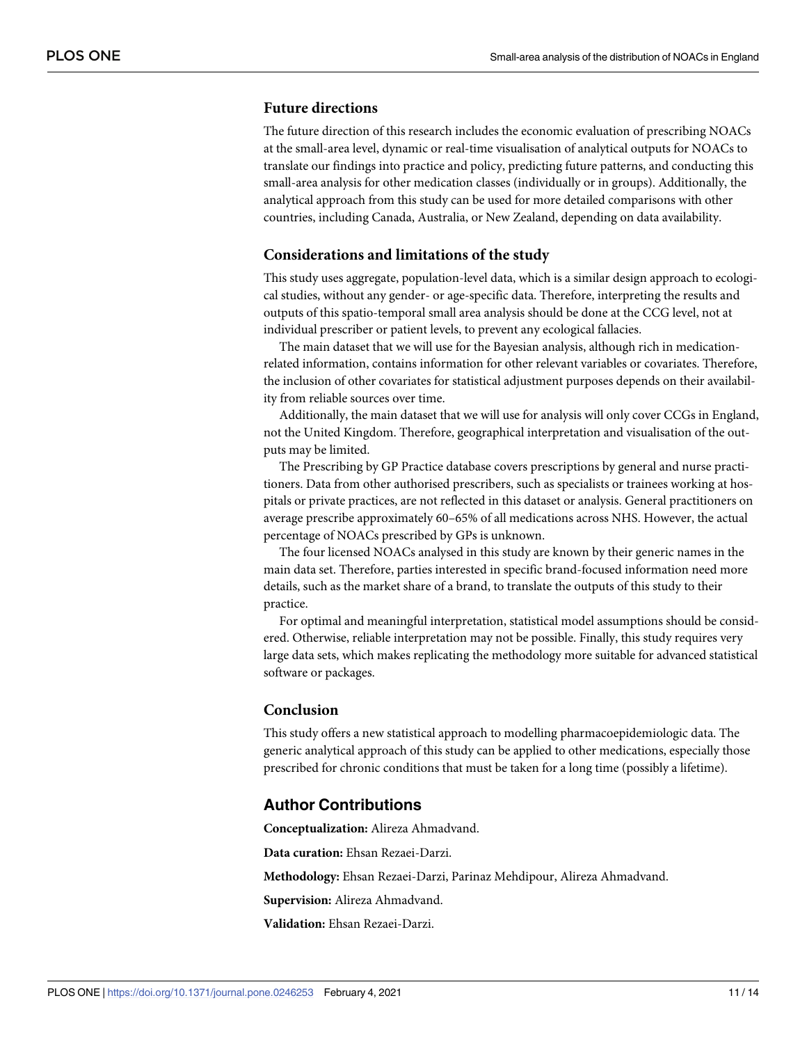### Future directions

The future direction of this research includes the economic evaluation of prescribing NOACs at the small-area level, dynamic or real-time visualisation of analytical outputs for NOACs to translate our findings into practice and policy, predicting future patterns, and conducting this small-area analysis for other medication classes (individually or in groups). Additionally, the analytical approach from this study can be used for more detailed comparisons with other countries, including Canada, Australia, or New Zealand, depending on data availability.

### Considerations and limitations of the study

This study uses aggregate, population-level data, which is a similar design approach to ecological studies, without any gender- or age-specific data. Therefore, interpreting the results and outputs of this spatio-temporal small area analysis should be done at the CCG level, not at individual prescriber or patient levels, to prevent any ecological fallacies.

The main dataset that we will use for the Bayesian analysis, although rich in medication-related information, contains information for other relevant variables or covariates. Therefore, the inclusion of other covariates for statistical adjustment purposes depends on their availability from reliable sources over time.

Additionally, the main dataset that we will use for analysis will only cover CCGs in England, not the United Kingdom. Therefore, geographical interpretation and visualisation of the outputs may be limited.

The Prescribing by GP Practice database covers prescriptions by general and nurse practitioners. Data from other authorised prescribers, such as specialists or trainees working at hospitals or private practices, are not reflected in this dataset or analysis. General practitioners on average prescribe approximately 60–65% of all medications across NHS. However, the actual percentage of NOACs prescribed by GPs is unknown.

The four licensed NOACs analysed in this study are known by their generic names in the main data set. Therefore, parties interested in specific brand-focused information need more details, such as the market share of a brand, to translate the outputs of this study to their practice.

For optimal and meaningful interpretation, statistical model assumptions should be considered. Otherwise, reliable interpretation may not be possible. Finally, this study requires very large data sets, which makes replicating the methodology more suitable for advanced statistical software or packages.

### Conclusion

This study offers a new statistical approach to modelling pharmacoepidemiologic data. The generic analytical approach of this study can be applied to other medications, especially those prescribed for chronic conditions that must be taken for a long time (possibly a lifetime).

## Author Contributions

**Conceptualization:** Alireza Ahmadvand.

**Data curation:** Ehsan Rezaei-Darzi.

**Methodology:** Ehsan Rezaei-Darzi, Parinaz Mehdipour, Alireza Ahmadvand.

**Supervision:** Alireza Ahmadvand.

**Validation:** Ehsan Rezaei-Darzi.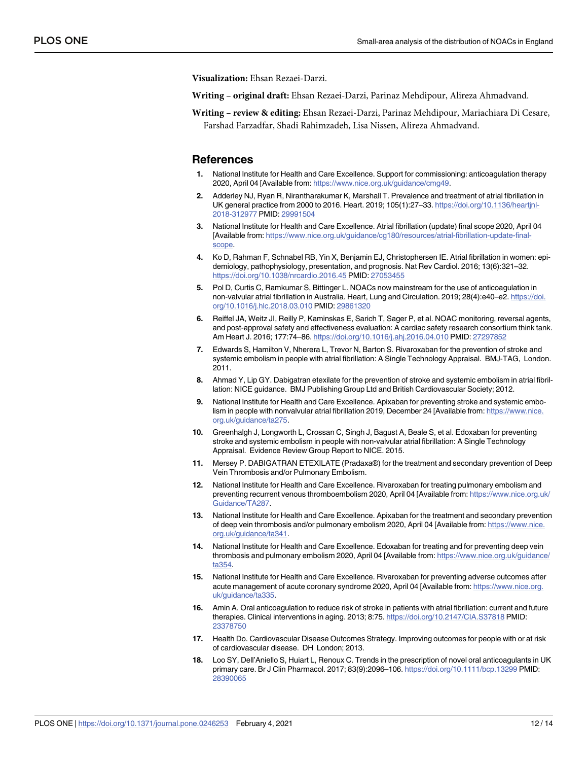**Visualization:** Ehsan Rezaei-Darzi.

**Writing – original draft:** Ehsan Rezaei-Darzi, Parinaz Mehdipour, Alireza Ahmadvand.

**Writing – review & editing:** Ehsan Rezaei-Darzi, Parinaz Mehdipour, Mariachiara Di Cesare, Farshad Farzadfar, Shadi Rahimzadeh, Lisa Nissen, Alireza Ahmadvand.

## References

1. National Institute for Health and Care Excellence. Support for commissioning: anticoagulation therapy 2020, April 04 [Available from: https://www.nice.org.uk/guidance/cmg49.
2. Adderley NJ, Ryan R, Nirantharakumar K, Marshall T. Prevalence and treatment of atrial fibrillation in UK general practice from 2000 to 2016. Heart. 2019; 105(1):27–33. https://doi.org/10.1136/heartjnl-2018-312977 PMID: 29991504
3. National Institute for Health and Care Excellence. Atrial fibrillation (update) final scope 2020, April 04 [Available from: https://www.nice.org.uk/guidance/cg180/resources/atrial-fibrillation-update-final-scope.
4. Ko D, Rahman F, Schnabel RB, Yin X, Benjamin EJ, Christophersen IE. Atrial fibrillation in women: epidemiology, pathophysiology, presentation, and prognosis. Nat Rev Cardiol. 2016; 13(6):321–32. https://doi.org/10.1038/nrcardio.2016.45 PMID: 27053455
5. Pol D, Curtis C, Ramkumar S, Bittinger L. NOACs now mainstream for the use of anticoagulation in non-valvular atrial fibrillation in Australia. Heart, Lung and Circulation. 2019; 28(4):e40–e2. https://doi.org/10.1016/j.hlc.2018.03.010 PMID: 29861320
6. Reiffel JA, Weitz JI, Reilly P, Kaminskas E, Sarich T, Sager P, et al. NOAC monitoring, reversal agents, and post-approval safety and effectiveness evaluation: A cardiac safety research consortium think tank. Am Heart J. 2016; 177:74–86. https://doi.org/10.1016/j.ahj.2016.04.010 PMID: 27297852
7. Edwards S, Hamilton V, Nherera L, Trevor N, Barton S. Rivaroxaban for the prevention of stroke and systemic embolism in people with atrial fibrillation: A Single Technology Appraisal. BMJ-TAG, London. 2011.
8. Ahmad Y, Lip GY. Dabigatran etexilate for the prevention of stroke and systemic embolism in atrial fibrillation: NICE guidance. BMJ Publishing Group Ltd and British Cardiovascular Society; 2012.
9. National Institute for Health and Care Excellence. Apixaban for preventing stroke and systemic embolism in people with nonvalvular atrial fibrillation 2019, December 24 [Available from: https://www.nice.org.uk/guidance/ta275.
10. Greenhalgh J, Longworth L, Crossan C, Singh J, Bagust A, Beale S, et al. Edoxaban for preventing stroke and systemic embolism in people with non-valvular atrial fibrillation: A Single Technology Appraisal. Evidence Review Group Report to NICE. 2015.
11. Mersey P. DABIGATRAN ETEXILATE (Pradaxa®) for the treatment and secondary prevention of Deep Vein Thrombosis and/or Pulmonary Embolism.
12. National Institute for Health and Care Excellence. Rivaroxaban for treating pulmonary embolism and preventing recurrent venous thromboembolism 2020, April 04 [Available from: https://www.nice.org.uk/Guidance/TA287.
13. National Institute for Health and Care Excellence. Apixaban for the treatment and secondary prevention of deep vein thrombosis and/or pulmonary embolism 2020, April 04 [Available from: https://www.nice.org.uk/guidance/ta341.
14. National Institute for Health and Care Excellence. Edoxaban for treating and for preventing deep vein thrombosis and pulmonary embolism 2020, April 04 [Available from: https://www.nice.org.uk/guidance/ta354.
15. National Institute for Health and Care Excellence. Rivaroxaban for preventing adverse outcomes after acute management of acute coronary syndrome 2020, April 04 [Available from: https://www.nice.org.uk/guidance/ta335.
16. Amin A. Oral anticoagulation to reduce risk of stroke in patients with atrial fibrillation: current and future therapies. Clinical interventions in aging. 2013; 8:75. https://doi.org/10.2147/CIA.S37818 PMID: 23378750
17. Health Do. Cardiovascular Disease Outcomes Strategy. Improving outcomes for people with or at risk of cardiovascular disease. DH London; 2013.
18. Loo SY, Dell'Aniello S, Huiart L, Renoux C. Trends in the prescription of novel oral anticoagulants in UK primary care. Br J Clin Pharmacol. 2017; 83(9):2096–106. https://doi.org/10.1111/bcp.13299 PMID: 28390065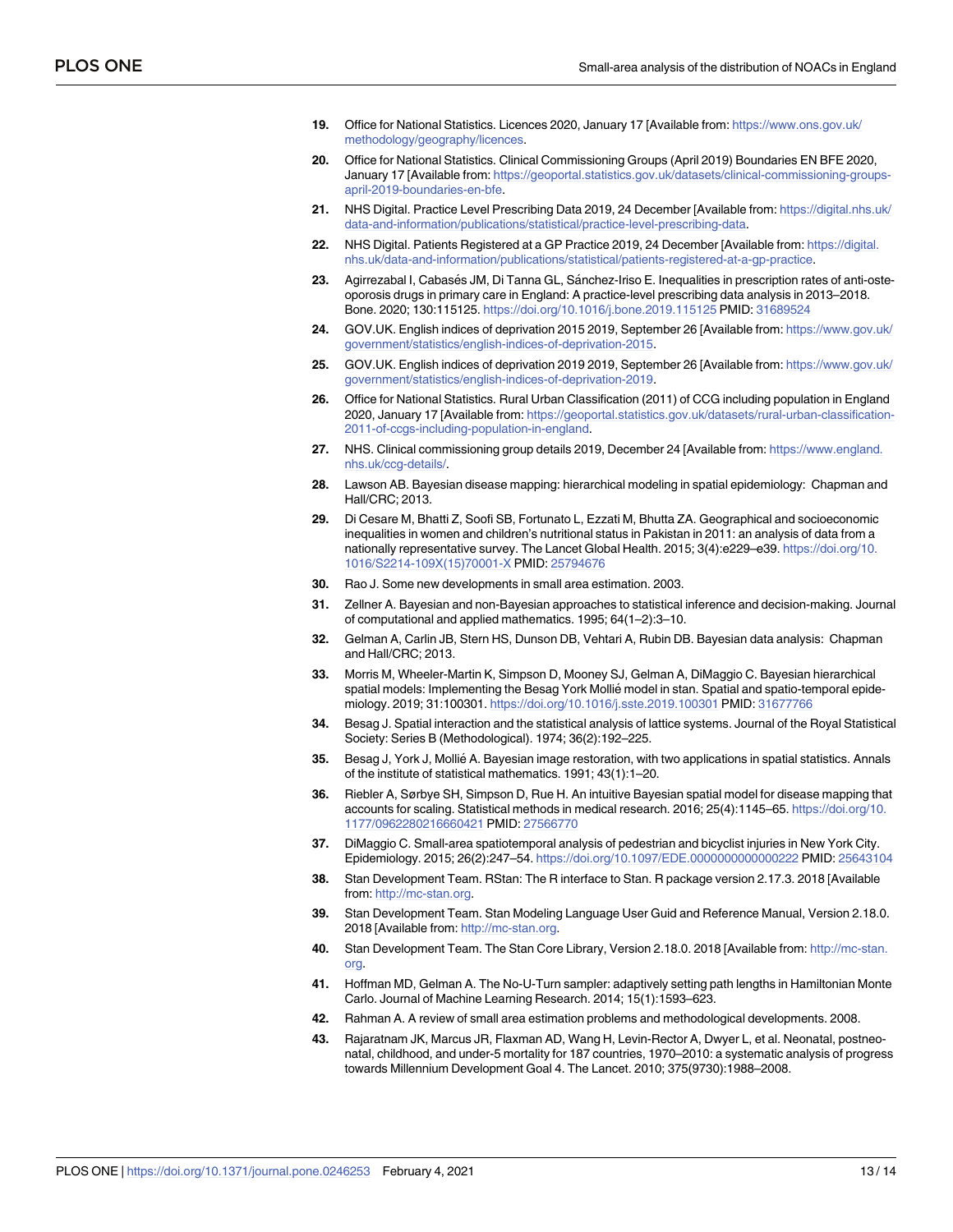19. Office for National Statistics. Licences 2020, January 17 [Available from: https://www.ons.gov.uk/methodology/geography/licences.
20. Office for National Statistics. Clinical Commissioning Groups (April 2019) Boundaries EN BFE 2020, January 17 [Available from: https://geoportal.statistics.gov.uk/datasets/clinical-commissioning-groups-april-2019-boundaries-en-bfe.
21. NHS Digital. Practice Level Prescribing Data 2019, 24 December [Available from: https://digital.nhs.uk/data-and-information/publications/statistical/practice-level-prescribing-data.
22. NHS Digital. Patients Registered at a GP Practice 2019, 24 December [Available from: https://digital.nhs.uk/data-and-information/publications/statistical/patients-registered-at-a-gp-practice.
23. Agirrezabal I, Cabasés JM, Di Tanna GL, Sánchez-Iriso E. Inequalities in prescription rates of anti-osteoporosis drugs in primary care in England: A practice-level prescribing data analysis in 2013–2018. Bone. 2020; 130:115125. https://doi.org/10.1016/j.bone.2019.115125 PMID: 31689524
24. GOV.UK. English indices of deprivation 2015 2019, September 26 [Available from: https://www.gov.uk/government/statistics/english-indices-of-deprivation-2015.
25. GOV.UK. English indices of deprivation 2019 2019, September 26 [Available from: https://www.gov.uk/government/statistics/english-indices-of-deprivation-2019.
26. Office for National Statistics. Rural Urban Classification (2011) of CCG including population in England 2020, January 17 [Available from: https://geoportal.statistics.gov.uk/datasets/rural-urban-classification-2011-of-ccgs-including-population-in-england.
27. NHS. Clinical commissioning group details 2019, December 24 [Available from: https://www.england.nhs.uk/ccg-details/.
28. Lawson AB. Bayesian disease mapping: hierarchical modeling in spatial epidemiology: Chapman and Hall/CRC; 2013.
29. Di Cesare M, Bhatti Z, Soofi SB, Fortunato L, Ezzati M, Bhutta ZA. Geographical and socioeconomic inequalities in women and children's nutritional status in Pakistan in 2011: an analysis of data from a nationally representative survey. The Lancet Global Health. 2015; 3(4):e229–e39. https://doi.org/10.1016/S2214-109X(15)70001-X PMID: 25794676
30. Rao J. Some new developments in small area estimation. 2003.
31. Zellner A. Bayesian and non-Bayesian approaches to statistical inference and decision-making. Journal of computational and applied mathematics. 1995; 64(1–2):3–10.
32. Gelman A, Carlin JB, Stern HS, Dunson DB, Vehtari A, Rubin DB. Bayesian data analysis: Chapman and Hall/CRC; 2013.
33. Morris M, Wheeler-Martin K, Simpson D, Mooney SJ, Gelman A, DiMaggio C. Bayesian hierarchical spatial models: Implementing the Besag York Mollié model in stan. Spatial and spatio-temporal epidemiology. 2019; 31:100301. https://doi.org/10.1016/j.sste.2019.100301 PMID: 31677766
34. Besag J. Spatial interaction and the statistical analysis of lattice systems. Journal of the Royal Statistical Society: Series B (Methodological). 1974; 36(2):192–225.
35. Besag J, York J, Mollié A. Bayesian image restoration, with two applications in spatial statistics. Annals of the institute of statistical mathematics. 1991; 43(1):1–20.
36. Riebler A, Sørbye SH, Simpson D, Rue H. An intuitive Bayesian spatial model for disease mapping that accounts for scaling. Statistical methods in medical research. 2016; 25(4):1145–65. https://doi.org/10.1177/0962280216660421 PMID: 27566770
37. DiMaggio C. Small-area spatiotemporal analysis of pedestrian and bicyclist injuries in New York City. Epidemiology. 2015; 26(2):247–54. https://doi.org/10.1097/EDE.0000000000000222 PMID: 25643104
38. Stan Development Team. RStan: The R interface to Stan. R package version 2.17.3. 2018 [Available from: http://mc-stan.org.
39. Stan Development Team. Stan Modeling Language User Guid and Reference Manual, Version 2.18.0. 2018 [Available from: http://mc-stan.org.
40. Stan Development Team. The Stan Core Library, Version 2.18.0. 2018 [Available from: http://mc-stan.org.
41. Hoffman MD, Gelman A. The No-U-Turn sampler: adaptively setting path lengths in Hamiltonian Monte Carlo. Journal of Machine Learning Research. 2014; 15(1):1593–623.
42. Rahman A. A review of small area estimation problems and methodological developments. 2008.
43. Rajaratnam JK, Marcus JR, Flaxman AD, Wang H, Levin-Rector A, Dwyer L, et al. Neonatal, postneonatal, childhood, and under-5 mortality for 187 countries, 1970–2010: a systematic analysis of progress towards Millennium Development Goal 4. The Lancet. 2010; 375(9730):1988–2008.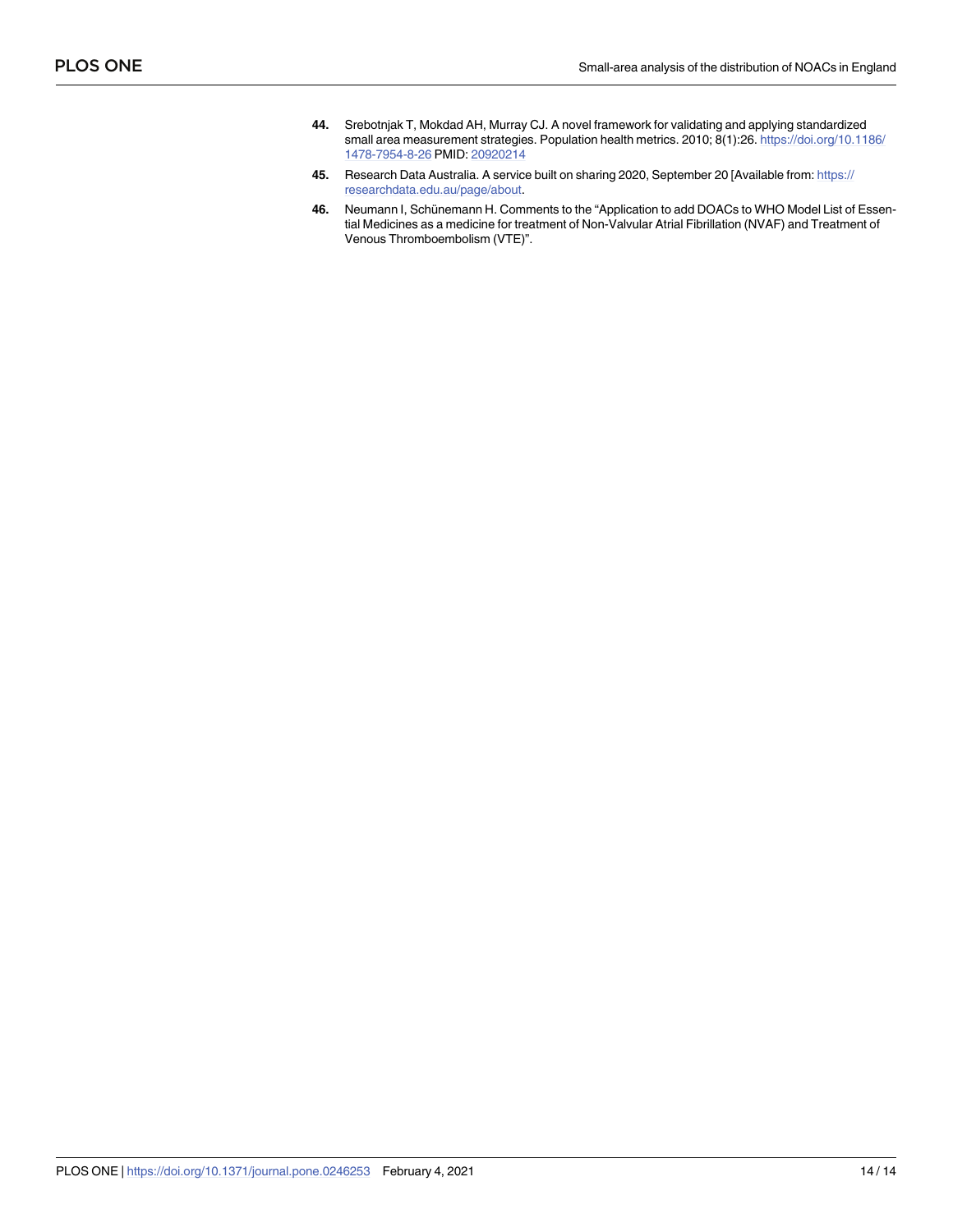44. Srebotnjak T, Mokdad AH, Murray CJ. A novel framework for validating and applying standardized small area measurement strategies. Population health metrics. 2010; 8(1):26. https://doi.org/10.1186/1478-7954-8-26 PMID: 20920214

45. Research Data Australia. A service built on sharing 2020, September 20 [Available from: https://researchdata.edu.au/page/about.

46. Neumann I, Schünemann H. Comments to the "Application to add DOACs to WHO Model List of Essential Medicines as a medicine for treatment of Non-Valvular Atrial Fibrillation (NVAF) and Treatment of Venous Thromboembolism (VTE)".